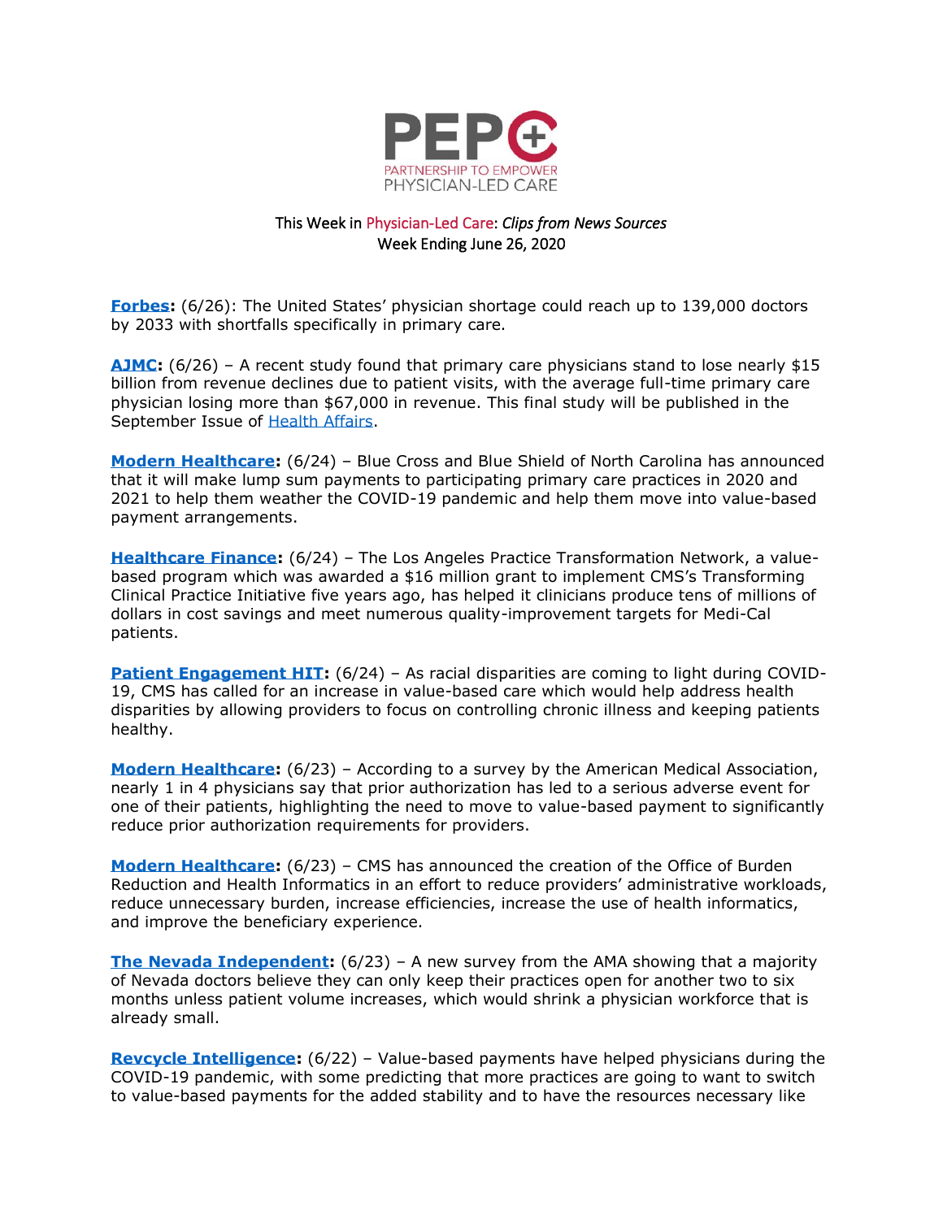PEP+

PARTNERSHIP TO EMPOWER PHYSICIAN-LED CARE

This Week in Physician-Led Care: *Clips from News Sources*
Week Ending June 26, 2020

**Forbes:** (6/26): The United States' physician shortage could reach up to 139,000 doctors by 2033 with shortfalls specifically in primary care.

**AJMC:** (6/26) – A recent study found that primary care physicians stand to lose nearly $15 billion from revenue declines due to patient visits, with the average full-time primary care physician losing more than $67,000 in revenue. This final study will be published in the September Issue of Health Affairs.

**Modern Healthcare:** (6/24) – Blue Cross and Blue Shield of North Carolina has announced that it will make lump sum payments to participating primary care practices in 2020 and 2021 to help them weather the COVID-19 pandemic and help them move into value-based payment arrangements.

**Healthcare Finance:** (6/24) – The Los Angeles Practice Transformation Network, a value-based program which was awarded a $16 million grant to implement CMS's Transforming Clinical Practice Initiative five years ago, has helped it clinicians produce tens of millions of dollars in cost savings and meet numerous quality-improvement targets for Medi-Cal patients.

**Patient Engagement HIT:** (6/24) – As racial disparities are coming to light during COVID-19, CMS has called for an increase in value-based care which would help address health disparities by allowing providers to focus on controlling chronic illness and keeping patients healthy.

**Modern Healthcare:** (6/23) – According to a survey by the American Medical Association, nearly 1 in 4 physicians say that prior authorization has led to a serious adverse event for one of their patients, highlighting the need to move to value-based payment to significantly reduce prior authorization requirements for providers.

**Modern Healthcare:** (6/23) – CMS has announced the creation of the Office of Burden Reduction and Health Informatics in an effort to reduce providers' administrative workloads, reduce unnecessary burden, increase efficiencies, increase the use of health informatics, and improve the beneficiary experience.

**The Nevada Independent:** (6/23) – A new survey from the AMA showing that a majority of Nevada doctors believe they can only keep their practices open for another two to six months unless patient volume increases, which would shrink a physician workforce that is already small.

**Revcycle Intelligence:** (6/22) – Value-based payments have helped physicians during the COVID-19 pandemic, with some predicting that more practices are going to want to switch to value-based payments for the added stability and to have the resources necessary like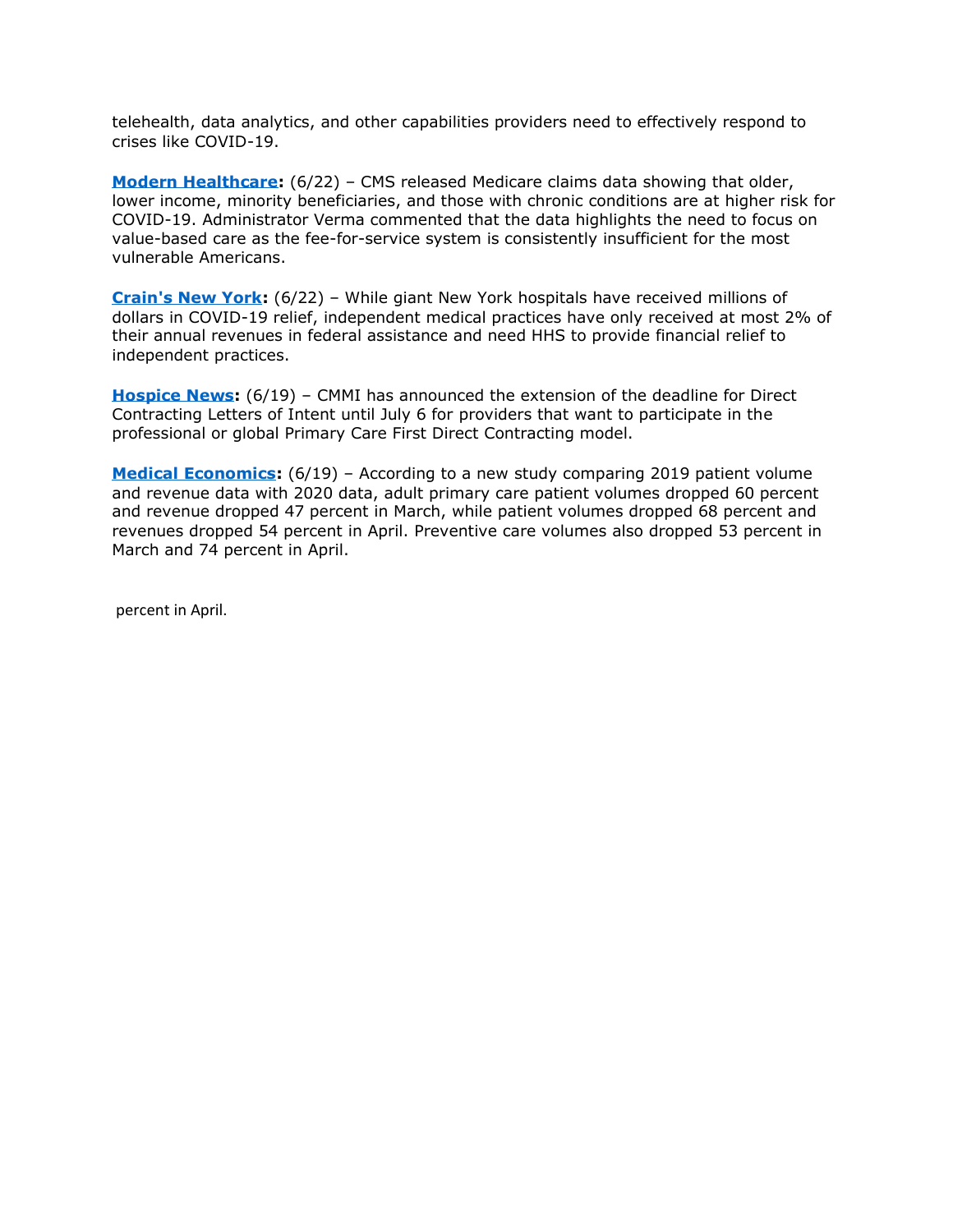telehealth, data analytics, and other capabilities providers need to effectively respond to crises like COVID-19.

**Modern Healthcare:** (6/22) – CMS released Medicare claims data showing that older, lower income, minority beneficiaries, and those with chronic conditions are at higher risk for COVID-19. Administrator Verma commented that the data highlights the need to focus on value-based care as the fee-for-service system is consistently insufficient for the most vulnerable Americans.

**Crain's New York:** (6/22) – While giant New York hospitals have received millions of dollars in COVID-19 relief, independent medical practices have only received at most 2% of their annual revenues in federal assistance and need HHS to provide financial relief to independent practices.

**Hospice News:** (6/19) – CMMI has announced the extension of the deadline for Direct Contracting Letters of Intent until July 6 for providers that want to participate in the professional or global Primary Care First Direct Contracting model.

**Medical Economics:** (6/19) – According to a new study comparing 2019 patient volume and revenue data with 2020 data, adult primary care patient volumes dropped 60 percent and revenue dropped 47 percent in March, while patient volumes dropped 68 percent and revenues dropped 54 percent in April. Preventive care volumes also dropped 53 percent in March and 74 percent in April.

percent in April.